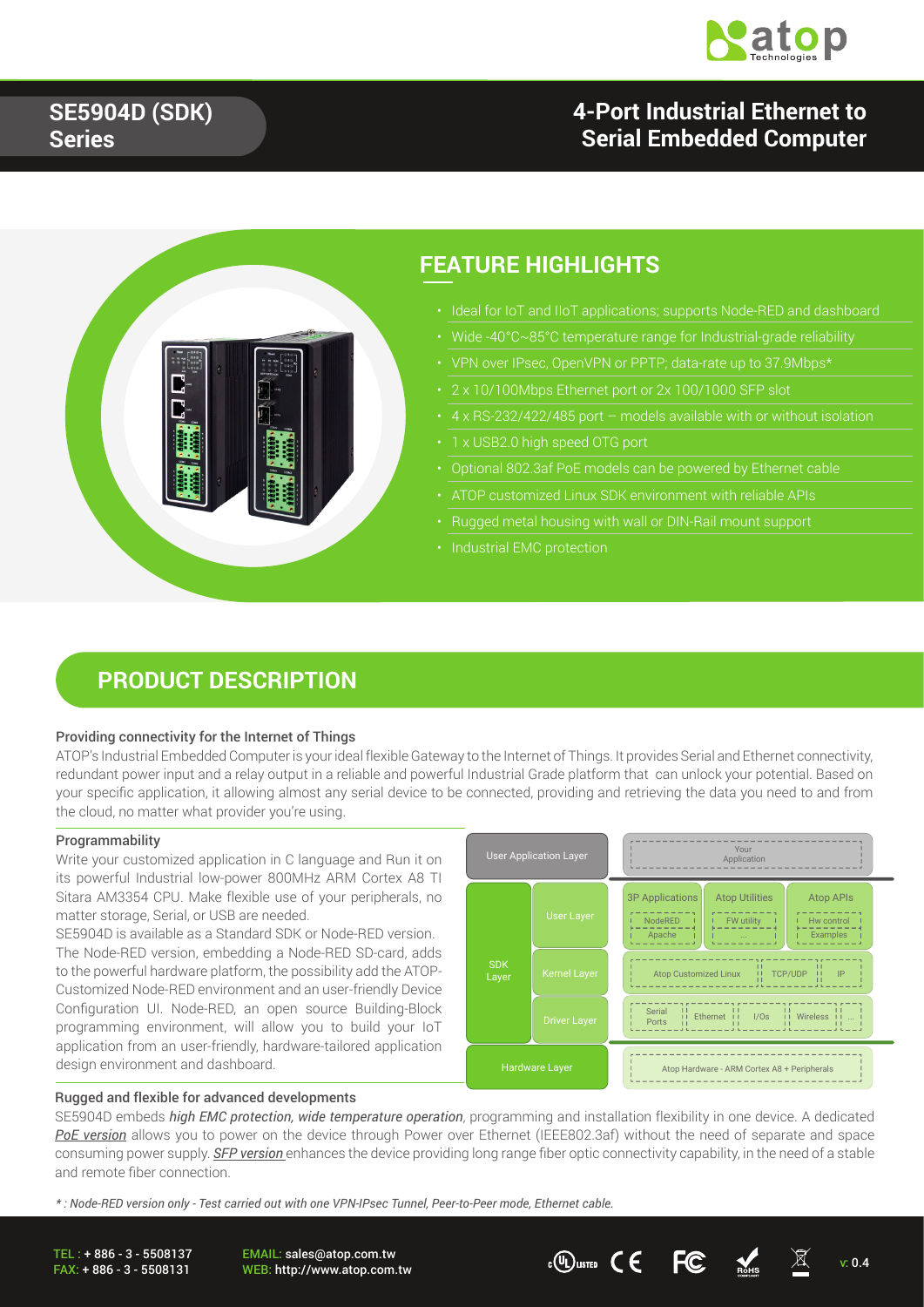# SE5904D (SDK) Series

## 4-Port Industrial Ethernet to Serial Embedded Computer

## FEATURE HIGHLIGHTS

- Ideal for IoT and IIoT applications; supports Node-RED and dashboard
- Wide -40°C~85°C temperature range for Industrial-grade reliability
- VPN over IPsec, OpenVPN or PPTP; data-rate up to 37.9Mbps*
- 2 x 10/100Mbps Ethernet port or 2x 100/1000 SFP slot
- 4 x RS-232/422/485 port – models available with or without isolation
- 1 x USB2.0 high speed OTG port
- Optional 802.3af PoE models can be powered by Ethernet cable
- ATOP customized Linux SDK environment with reliable APIs
- Rugged metal housing with wall or DIN-Rail mount support
- Industrial EMC protection

## PRODUCT DESCRIPTION

### Providing connectivity for the Internet of Things

ATOP's Industrial Embedded Computer is your ideal flexible Gateway to the Internet of Things. It provides Serial and Ethernet connectivity, redundant power input and a relay output in a reliable and powerful Industrial Grade platform that can unlock your potential. Based on your specific application, it allowing almost any serial device to be connected, providing and retrieving the data you need to and from the cloud, no matter what provider you're using.

### Programmability

Write your customized application in C language and Run it on its powerful Industrial low-power 800MHz ARM Cortex A8 TI Sitara AM3354 CPU. Make flexible use of your peripherals, no matter storage, Serial, or USB are needed.

SE5904D is available as a Standard SDK or Node-RED version. The Node-RED version, embedding a Node-RED SD-card, adds to the powerful hardware platform, the possibility add the ATOP-Customized Node-RED environment and an user-friendly Device Configuration UI. Node-RED, an open source Building-Block programming environment, will allow you to build your IoT application from an user-friendly, hardware-tailored application design environment and dashboard.

| Layer | | Components |
|---|---|---|
| User Application Layer | | Your Application |
| SDK Layer | User Layer | 3P Applications (NodeRED, Apache) / Atop Utilities (FW utility, ...) / Atop APIs (Hw control, Examples) |
| | Kernel Layer | Atop Customized Linux / TCP/UDP / IP |
| | Driver Layer | Serial Ports / Ethernet / I/Os / Wireless / ... |
| Hardware Layer | | Atop Hardware - ARM Cortex A8 + Peripherals |

### Rugged and flexible for advanced developments

SE5904D embeds *high EMC protection, wide temperature operation*, programming and installation flexibility in one device. A dedicated *PoE version* allows you to power on the device through Power over Ethernet (IEEE802.3af) without the need of separate and space consuming power supply. *SFP version* enhances the device providing long range fiber optic connectivity capability, in the need of a stable and remote fiber connection.

*\* : Node-RED version only - Test carried out with one VPN-IPsec Tunnel, Peer-to-Peer mode, Ethernet cable.*

TEL : + 886 - 3 - 5508137
FAX: + 886 - 3 - 5508131

EMAIL: sales@atop.com.tw
WEB: http://www.atop.com.tw

v: 0.4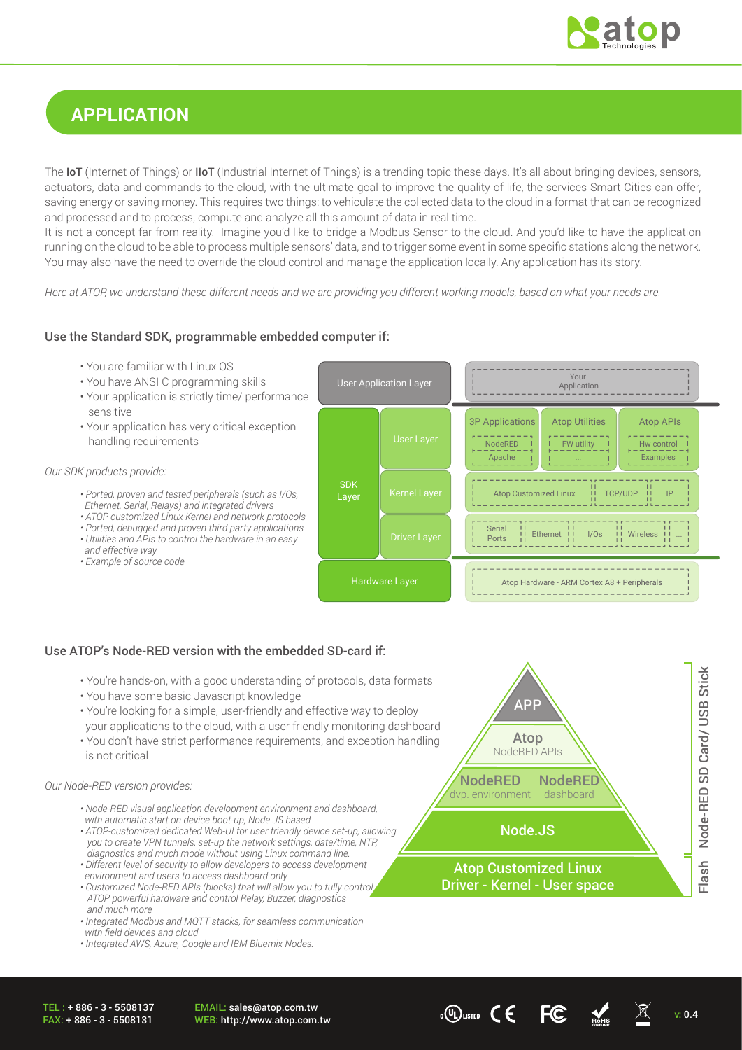## APPLICATION

The **IoT** (Internet of Things) or **IIoT** (Industrial Internet of Things) is a trending topic these days. It's all about bringing devices, sensors, actuators, data and commands to the cloud, with the ultimate goal to improve the quality of life, the services Smart Cities can offer, saving energy or saving money. This requires two things: to vehiculate the collected data to the cloud in a format that can be recognized and processed and to process, compute and analyze all this amount of data in real time.

It is not a concept far from reality. Imagine you'd like to bridge a Modbus Sensor to the cloud. And you'd like to have the application running on the cloud to be able to process multiple sensors' data, and to trigger some event in some specific stations along the network. You may also have the need to override the cloud control and manage the application locally. Any application has its story.

*Here at ATOP, we understand these different needs and we are providing you different working models, based on what your needs are.*

### Use the Standard SDK, programmable embedded computer if:

- You are familiar with Linux OS
- You have ANSI C programming skills
- Your application is strictly time/ performance sensitive
- Your application has very critical exception handling requirements

*Our SDK products provide:*

- *Ported, proven and tested peripherals (such as I/Os, Ethernet, Serial, Relays) and integrated drivers*
- *ATOP customized Linux Kernel and network protocols*
- *Ported, debugged and proven third party applications*
- *Utilities and APIs to control the hardware in an easy and effective way*
- *Example of source code*

| Layer | | Components |
| --- | --- | --- |
| User Application Layer | | Your Application |
| SDK Layer | User Layer | 3P Applications (NodeRED, Apache); Atop Utilities (FW utility, ...); Atop APIs (Hw control, Examples) |
| | Kernel Layer | Atop Customized Linux; TCP/UDP; IP |
| | Driver Layer | Serial Ports; Ethernet; I/Os; Wireless; ... |
| Hardware Layer | | Atop Hardware - ARM Cortex A8 + Peripherals |

### Use ATOP's Node-RED version with the embedded SD-card if:

- You're hands-on, with a good understanding of protocols, data formats
- You have some basic Javascript knowledge
- You're looking for a simple, user-friendly and effective way to deploy your applications to the cloud, with a user friendly monitoring dashboard
- You don't have strict performance requirements, and exception handling is not critical

*Our Node-RED version provides:*

- *Node-RED visual application development environment and dashboard, with automatic start on device boot-up, Node.JS based*
- *ATOP-customized dedicated Web-UI for user friendly device set-up, allowing you to create VPN tunnels, set-up the network settings, date/time, NTP, diagnostics and much mode without using Linux command line.*
- *Different level of security to allow developers to access development environment and users to access dashboard only*
- *Customized Node-RED APIs (blocks) that will allow you to fully control ATOP powerful hardware and control Relay, Buzzer, diagnostics and much more*
- *Integrated Modbus and MQTT stacks, for seamless communication with field devices and cloud*
- *Integrated AWS, Azure, Google and IBM Bluemix Nodes.*

| Stack | Storage |
| --- | --- |
| APP | Node-RED SD Card/ USB Stick |
| Atop NodeRED APIs | Node-RED SD Card/ USB Stick |
| NodeRED dvp. environment; NodeRED dashboard | Node-RED SD Card/ USB Stick |
| Node.JS | Node-RED SD Card/ USB Stick |
| Atop Customized Linux Driver - Kernel - User space | Flash |

TEL: + 886 - 3 - 5508137
FAX: + 886 - 3 - 5508131
EMAIL: sales@atop.com.tw
WEB: http://www.atop.com.tw

v: 0.4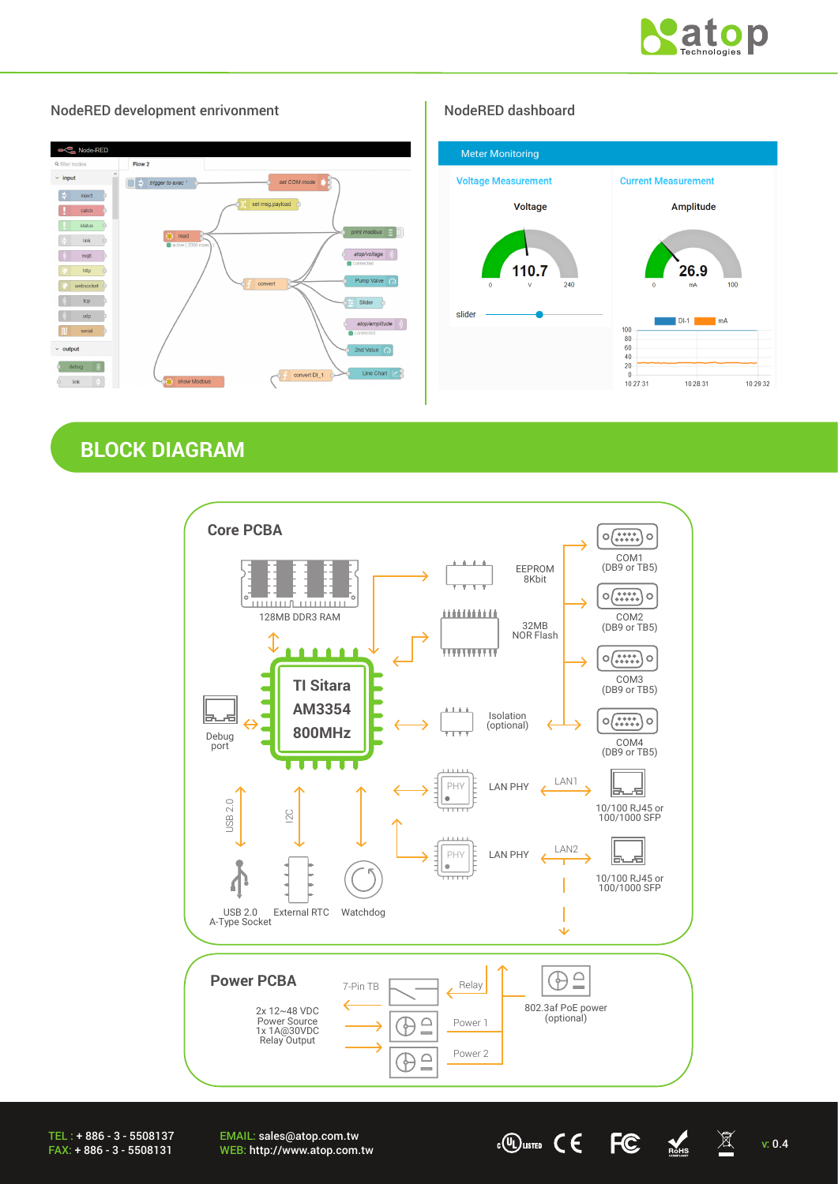## NodeRED development enrivonment

## NodeRED dashboard

## BLOCK DIAGRAM

### Core PCBA

128MB DDR3 RAM

TI Sitara AM3354 800MHz

Debug port

EEPROM 8Kbit

32MB NOR Flash

Isolation (optional)

COM1 (DB9 or TB5)

COM2 (DB9 or TB5)

COM3 (DB9 or TB5)

COM4 (DB9 or TB5)

LAN PHY — LAN1 — 10/100 RJ45 or 100/1000 SFP

LAN PHY — LAN2 — 10/100 RJ45 or 100/1000 SFP

USB 2.0 — USB 2.0 A-Type Socket

I2C — External RTC

Watchdog

### Power PCBA

2x 12~48 VDC Power Source
1x 1A@30VDC Relay Output

7-Pin TB

Relay

Power 1

Power 2

802.3af PoE power (optional)

TEL : + 886 - 3 - 5508137
FAX: + 886 - 3 - 5508131

EMAIL: sales@atop.com.tw
WEB: http://www.atop.com.tw

v: 0.4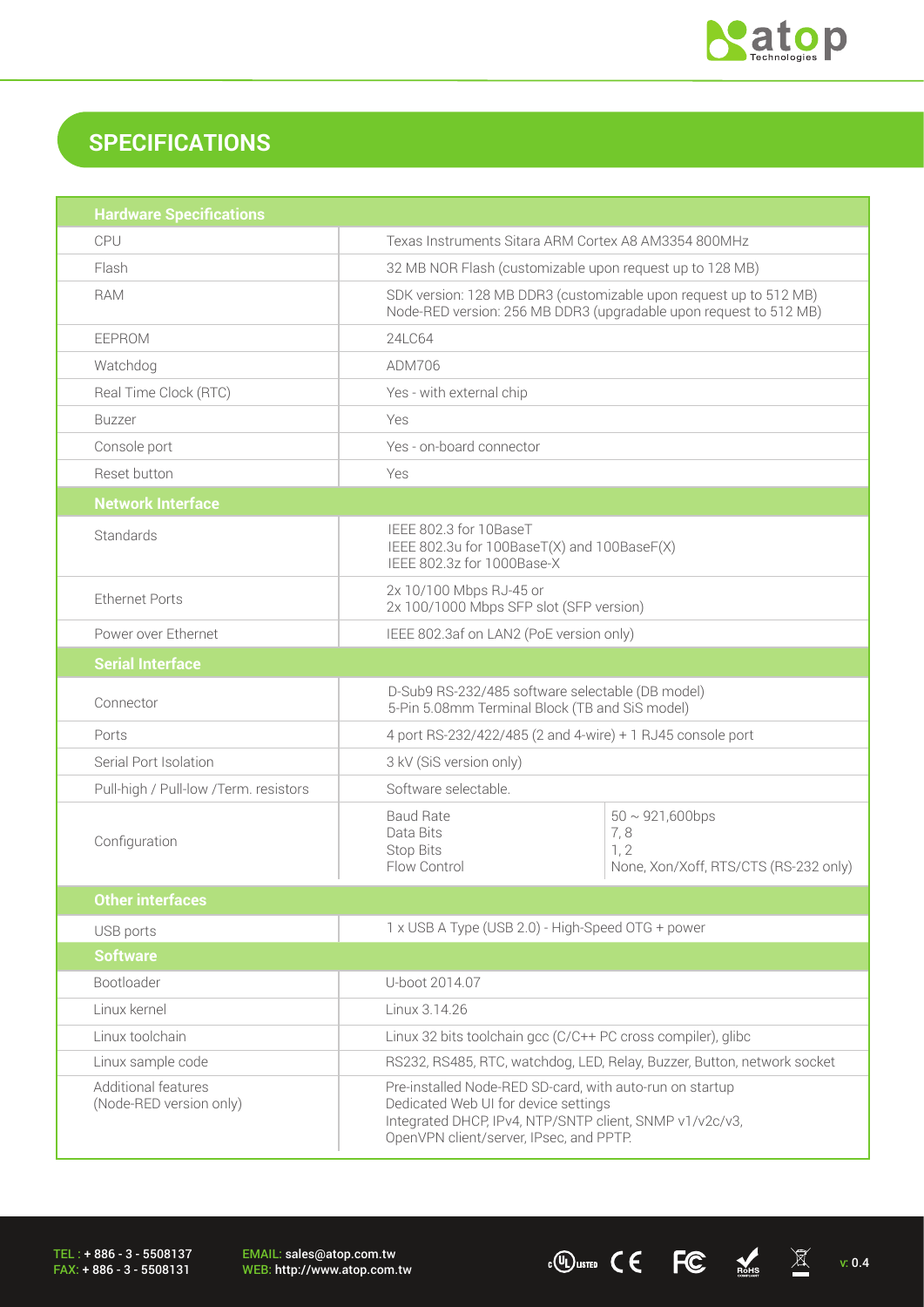## SPECIFICATIONS

| Hardware Specifications | |
|---|---|
| CPU | Texas Instruments Sitara ARM Cortex A8 AM3354 800MHz |
| Flash | 32 MB NOR Flash (customizable upon request up to 128 MB) |
| RAM | SDK version: 128 MB DDR3 (customizable upon request up to 512 MB)<br>Node-RED version: 256 MB DDR3 (upgradable upon request to 512 MB) |
| EEPROM | 24LC64 |
| Watchdog | ADM706 |
| Real Time Clock (RTC) | Yes - with external chip |
| Buzzer | Yes |
| Console port | Yes - on-board connector |
| Reset button | Yes |
| **Network Interface** | |
| Standards | IEEE 802.3 for 10BaseT<br>IEEE 802.3u for 100BaseT(X) and 100BaseF(X)<br>IEEE 802.3z for 1000Base-X |
| Ethernet Ports | 2x 10/100 Mbps RJ-45 or<br>2x 100/1000 Mbps SFP slot (SFP version) |
| Power over Ethernet | IEEE 802.3af on LAN2 (PoE version only) |
| **Serial Interface** | |
| Connector | D-Sub9 RS-232/485 software selectable (DB model)<br>5-Pin 5.08mm Terminal Block (TB and SiS model) |
| Ports | 4 port RS-232/422/485 (2 and 4-wire) + 1 RJ45 console port |
| Serial Port Isolation | 3 kV (SiS version only) |
| Pull-high / Pull-low /Term. resistors | Software selectable. |
| Configuration | Baud Rate: 50 ~ 921,600bps<br>Data Bits: 7, 8<br>Stop Bits: 1, 2<br>Flow Control: None, Xon/Xoff, RTS/CTS (RS-232 only) |
| **Other interfaces** | |
| USB ports | 1 x USB A Type (USB 2.0) - High-Speed OTG + power |
| **Software** | |
| Bootloader | U-boot 2014.07 |
| Linux kernel | Linux 3.14.26 |
| Linux toolchain | Linux 32 bits toolchain gcc (C/C++ PC cross compiler), glibc |
| Linux sample code | RS232, RS485, RTC, watchdog, LED, Relay, Buzzer, Button, network socket |
| Additional features (Node-RED version only) | Pre-installed Node-RED SD-card, with auto-run on startup<br>Dedicated Web UI for device settings<br>Integrated DHCP, IPv4, NTP/SNTP client, SNMP v1/v2c/v3,<br>OpenVPN client/server, IPsec, and PPTP. |

TEL : + 886 - 3 - 5508137
FAX: + 886 - 3 - 5508131
EMAIL: sales@atop.com.tw
WEB: http://www.atop.com.tw

v: 0.4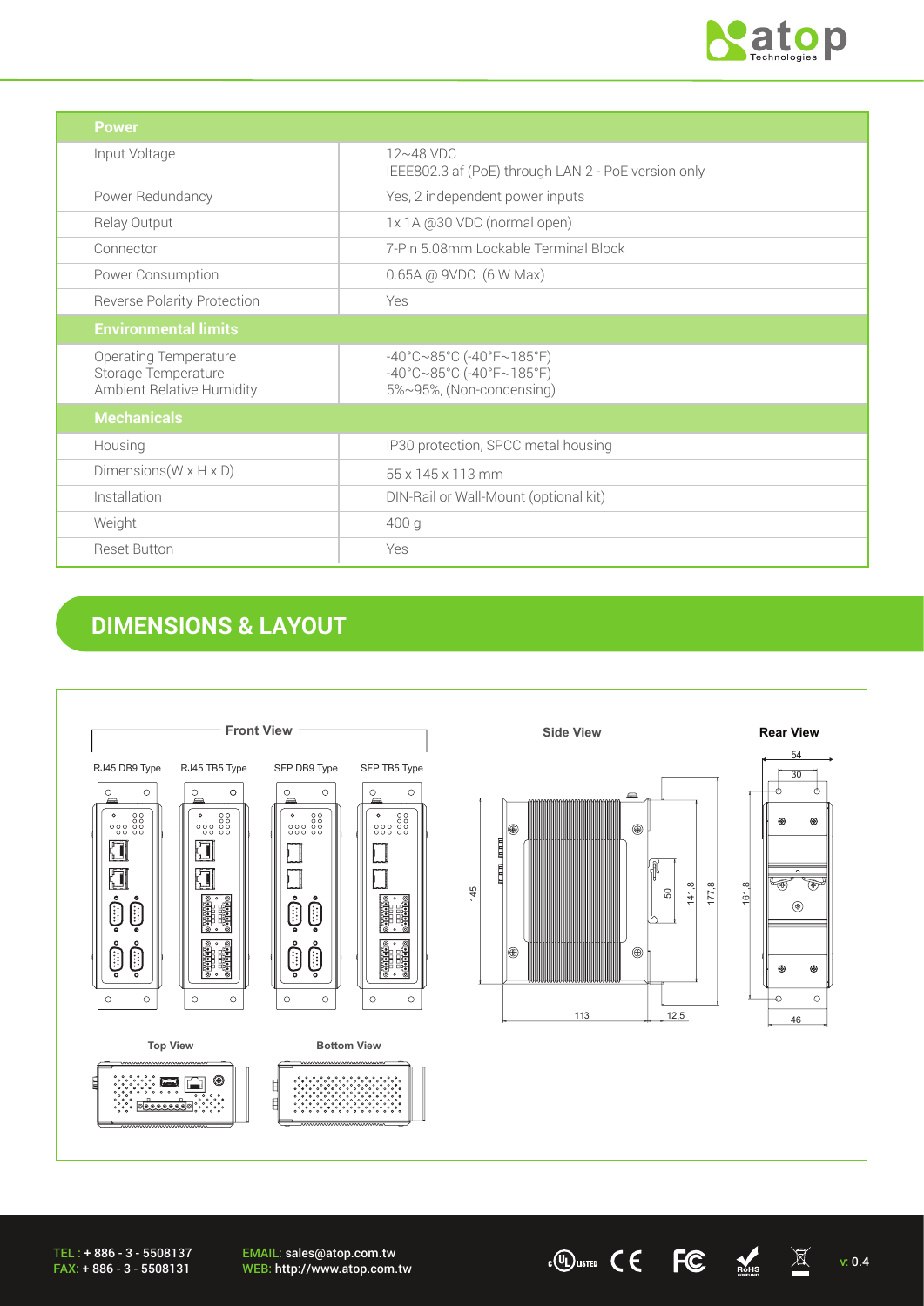| Power | |
|---|---|
| Input Voltage | 12~48 VDC<br>IEEE802.3 af (PoE) through LAN 2 - PoE version only |
| Power Redundancy | Yes, 2 independent power inputs |
| Relay Output | 1x 1A @30 VDC (normal open) |
| Connector | 7-Pin 5.08mm Lockable Terminal Block |
| Power Consumption | 0.65A @ 9VDC (6 W Max) |
| Reverse Polarity Protection | Yes |
| **Environmental limits** | |
| Operating Temperature<br>Storage Temperature<br>Ambient Relative Humidity | -40°C~85°C (-40°F~185°F)<br>-40°C~85°C (-40°F~185°F)<br>5%~95%, (Non-condensing) |
| **Mechanicals** | |
| Housing | IP30 protection, SPCC metal housing |
| Dimensions(W x H x D) | 55 x 145 x 113 mm |
| Installation | DIN-Rail or Wall-Mount (optional kit) |
| Weight | 400 g |
| Reset Button | Yes |

## DIMENSIONS & LAYOUT

Front View: RJ45 DB9 Type, RJ45 TB5 Type, SFP DB9 Type, SFP TB5 Type

Side View

Rear View

Top View

Bottom View

TEL : + 886 - 3 - 5508137
FAX: + 886 - 3 - 5508131

EMAIL: sales@atop.com.tw
WEB: http://www.atop.com.tw

v: 0.4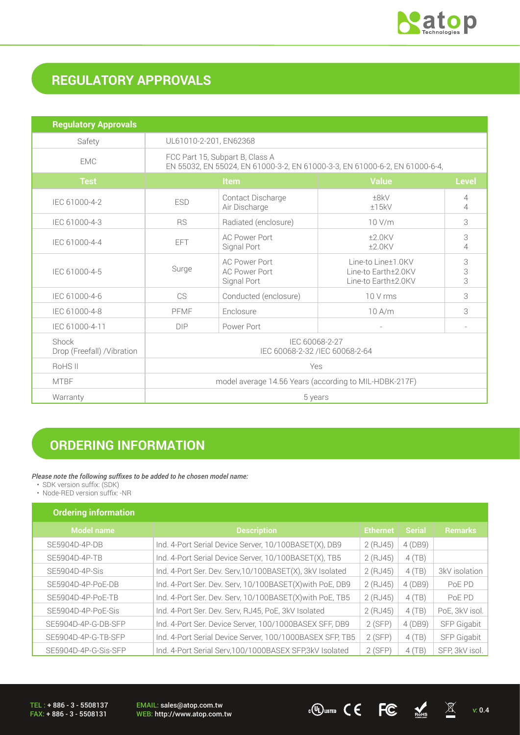## REGULATORY APPROVALS

| Regulatory Approvals | | | | |
|---|---|---|---|---|
| Safety | UL61010-2-201, EN62368 | | | |
| EMC | FCC Part 15, Subpart B, Class A<br>EN 55032, EN 55024, EN 61000-3-2, EN 61000-3-3, EN 61000-6-2, EN 61000-6-4, | | | |
| **Test** | **Item** | | **Value** | **Level** |
| IEC 61000-4-2 | ESD | Contact Discharge<br>Air Discharge | ±8kV<br>±15kV | 4<br>4 |
| IEC 61000-4-3 | RS | Radiated (enclosure) | 10 V/m | 3 |
| IEC 61000-4-4 | EFT | AC Power Port<br>Signal Port | ±2.0KV<br>±2.0KV | 3<br>4 |
| IEC 61000-4-5 | Surge | AC Power Port<br>AC Power Port<br>Signal Port | Line-to Line±1.0KV<br>Line-to Earth±2.0KV<br>Line-to Earth±2.0KV | 3<br>3<br>3 |
| IEC 61000-4-6 | CS | Conducted (enclosure) | 10 V rms | 3 |
| IEC 61000-4-8 | PFMF | Enclosure | 10 A/m | 3 |
| IEC 61000-4-11 | DIP | Power Port | - | - |
| Shock<br>Drop (Freefall) /Vibration | IEC 60068-2-27<br>IEC 60068-2-32 /IEC 60068-2-64 | | | |
| RoHS II | Yes | | | |
| MTBF | model average 14.56 Years (according to MIL-HDBK-217F) | | | |
| Warranty | 5 years | | | |

## ORDERING INFORMATION

*Please note the following suffixes to be added to he chosen model name:*

- SDK version suffix: (SDK)
- Node-RED version suffix: -NR

| Model name | Description | Ethernet | Serial | Remarks |
|---|---|---|---|---|
| SE5904D-4P-DB | Ind. 4-Port Serial Device Server, 10/100BASET(X), DB9 | 2 (RJ45) | 4 (DB9) | |
| SE5904D-4P-TB | Ind. 4-Port Serial Device Server, 10/100BASET(X), TB5 | 2 (RJ45) | 4 (TB) | |
| SE5904D-4P-Sis | Ind. 4-Port Ser. Dev. Serv,10/100BASET(X), 3kV Isolated | 2 (RJ45) | 4 (TB) | 3kV isolation |
| SE5904D-4P-PoE-DB | Ind. 4-Port Ser. Dev. Serv, 10/100BASET(X)with PoE, DB9 | 2 (RJ45) | 4 (DB9) | PoE PD |
| SE5904D-4P-PoE-TB | Ind. 4-Port Ser. Dev. Serv, 10/100BASET(X)with PoE, TB5 | 2 (RJ45) | 4 (TB) | PoE PD |
| SE5904D-4P-PoE-Sis | Ind. 4-Port Ser. Dev. Serv, RJ45, PoE, 3kV Isolated | 2 (RJ45) | 4 (TB) | PoE, 3kV isol. |
| SE5904D-4P-G-DB-SFP | Ind. 4-Port Ser. Device Server, 100/1000BASEX SFF, DB9 | 2 (SFP) | 4 (DB9) | SFP Gigabit |
| SE5904D-4P-G-TB-SFP | Ind. 4-Port Serial Device Server, 100/1000BASEX SFP, TB5 | 2 (SFP) | 4 (TB) | SFP Gigabit |
| SE5904D-4P-G-Sis-SFP | Ind. 4-Port Serial Serv,100/1000BASEX SFP,3kV Isolated | 2 (SFP) | 4 (TB) | SFP, 3kV isol. |

TEL : + 886 - 3 - 5508137
FAX: + 886 - 3 - 5508131

EMAIL: sales@atop.com.tw
WEB: http://www.atop.com.tw

v: 0.4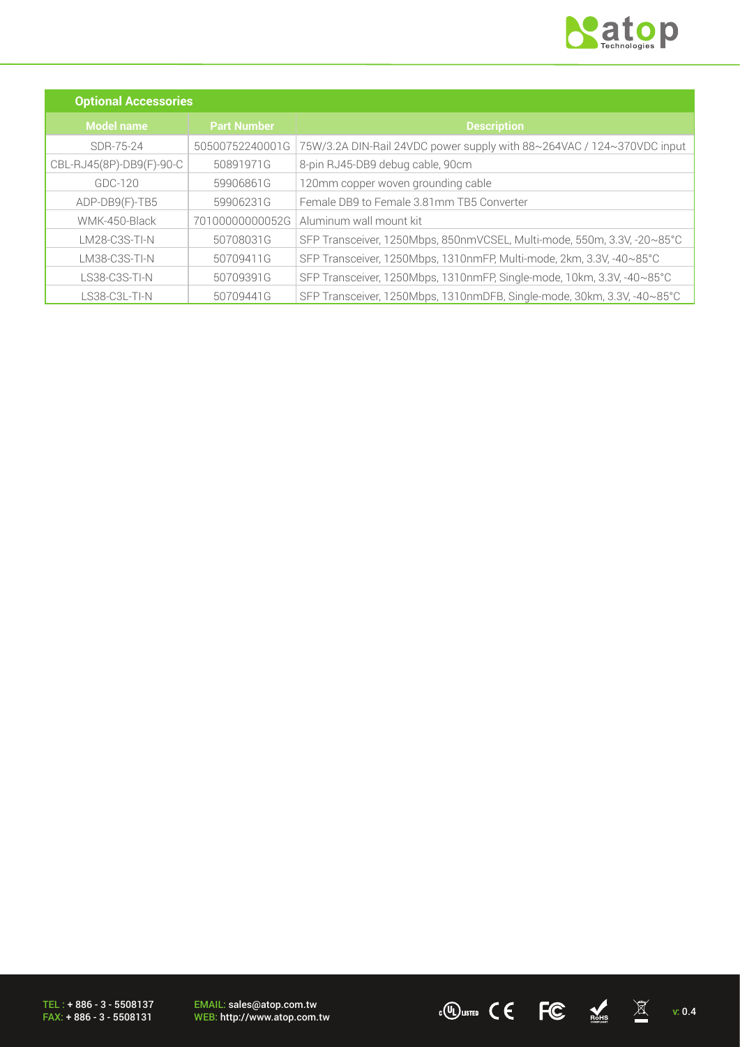## Optional Accessories

| Model name | Part Number | Description |
|---|---|---|
| SDR-75-24 | 50500752240001G | 75W/3.2A DIN-Rail 24VDC power supply with 88~264VAC / 124~370VDC input |
| CBL-RJ45(8P)-DB9(F)-90-C | 50891971G | 8-pin RJ45-DB9 debug cable, 90cm |
| GDC-120 | 59906861G | 120mm copper woven grounding cable |
| ADP-DB9(F)-TB5 | 59906231G | Female DB9 to Female 3.81mm TB5 Converter |
| WMK-450-Black | 70100000000052G | Aluminum wall mount kit |
| LM28-C3S-TI-N | 50708031G | SFP Transceiver, 1250Mbps, 850nmVCSEL, Multi-mode, 550m, 3.3V, -20~85°C |
| LM38-C3S-TI-N | 50709411G | SFP Transceiver, 1250Mbps, 1310nmFP, Multi-mode, 2km, 3.3V, -40~85°C |
| LS38-C3S-TI-N | 50709391G | SFP Transceiver, 1250Mbps, 1310nmFP, Single-mode, 10km, 3.3V, -40~85°C |
| LS38-C3L-TI-N | 50709441G | SFP Transceiver, 1250Mbps, 1310nmDFB, Single-mode, 30km, 3.3V, -40~85°C |

TEL : + 886 - 3 - 5508137
FAX: + 886 - 3 - 5508131

EMAIL: sales@atop.com.tw
WEB: http://www.atop.com.tw

v: 0.4